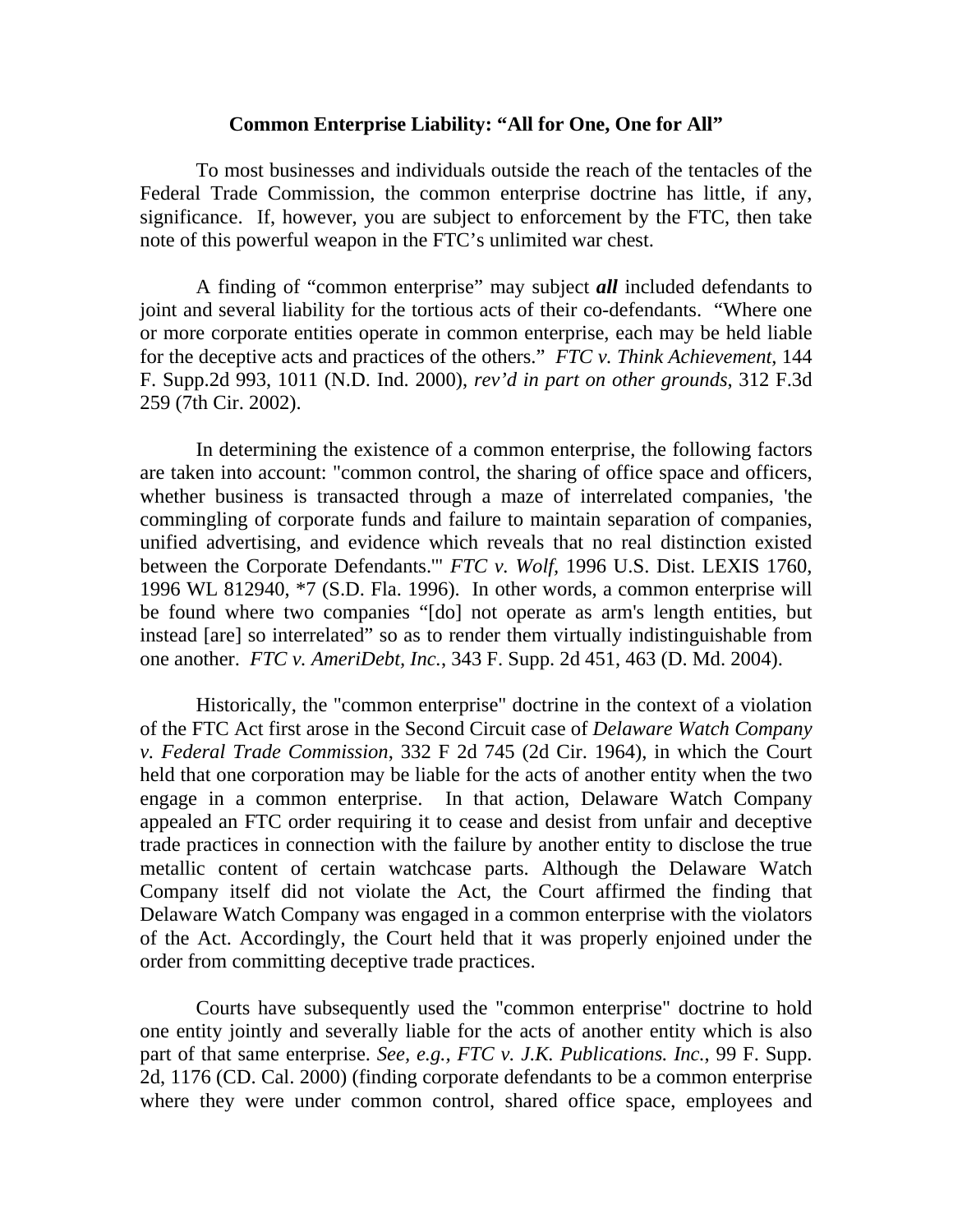**Common Enterprise Liability: "All for One, One for All"**

To most businesses and individuals outside the reach of the tentacles of the Federal Trade Commission, the common enterprise doctrine has little, if any, significance. If, however, you are subject to enforcement by the FTC, then take note of this powerful weapon in the FTC's unlimited war chest.

A finding of "common enterprise" may subject ***all*** included defendants to joint and several liability for the tortious acts of their co-defendants. "Where one or more corporate entities operate in common enterprise, each may be held liable for the deceptive acts and practices of the others." *FTC v. Think Achievement*, 144 F. Supp.2d 993, 1011 (N.D. Ind. 2000), *rev'd in part on other grounds*, 312 F.3d 259 (7th Cir. 2002).

In determining the existence of a common enterprise, the following factors are taken into account: "common control, the sharing of office space and officers, whether business is transacted through a maze of interrelated companies, 'the commingling of corporate funds and failure to maintain separation of companies, unified advertising, and evidence which reveals that no real distinction existed between the Corporate Defendants.'" *FTC v. Wolf,* 1996 U.S. Dist. LEXIS 1760, 1996 WL 812940, *7 (S.D. Fla. 1996). In other words, a common enterprise will be found where two companies "[do] not operate as arm's length entities, but instead [are] so interrelated" so as to render them virtually indistinguishable from one another. *FTC v. AmeriDebt, Inc.*, 343 F. Supp. 2d 451, 463 (D. Md. 2004).

Historically, the "common enterprise" doctrine in the context of a violation of the FTC Act first arose in the Second Circuit case of *Delaware Watch Company v. Federal Trade Commission*, 332 F 2d 745 (2d Cir. 1964), in which the Court held that one corporation may be liable for the acts of another entity when the two engage in a common enterprise. In that action, Delaware Watch Company appealed an FTC order requiring it to cease and desist from unfair and deceptive trade practices in connection with the failure by another entity to disclose the true metallic content of certain watchcase parts. Although the Delaware Watch Company itself did not violate the Act, the Court affirmed the finding that Delaware Watch Company was engaged in a common enterprise with the violators of the Act. Accordingly, the Court held that it was properly enjoined under the order from committing deceptive trade practices.

Courts have subsequently used the "common enterprise" doctrine to hold one entity jointly and severally liable for the acts of another entity which is also part of that same enterprise. *See, e.g., FTC v. J.K. Publications. Inc.*, 99 F. Supp. 2d, 1176 (CD. Cal. 2000) (finding corporate defendants to be a common enterprise where they were under common control, shared office space, employees and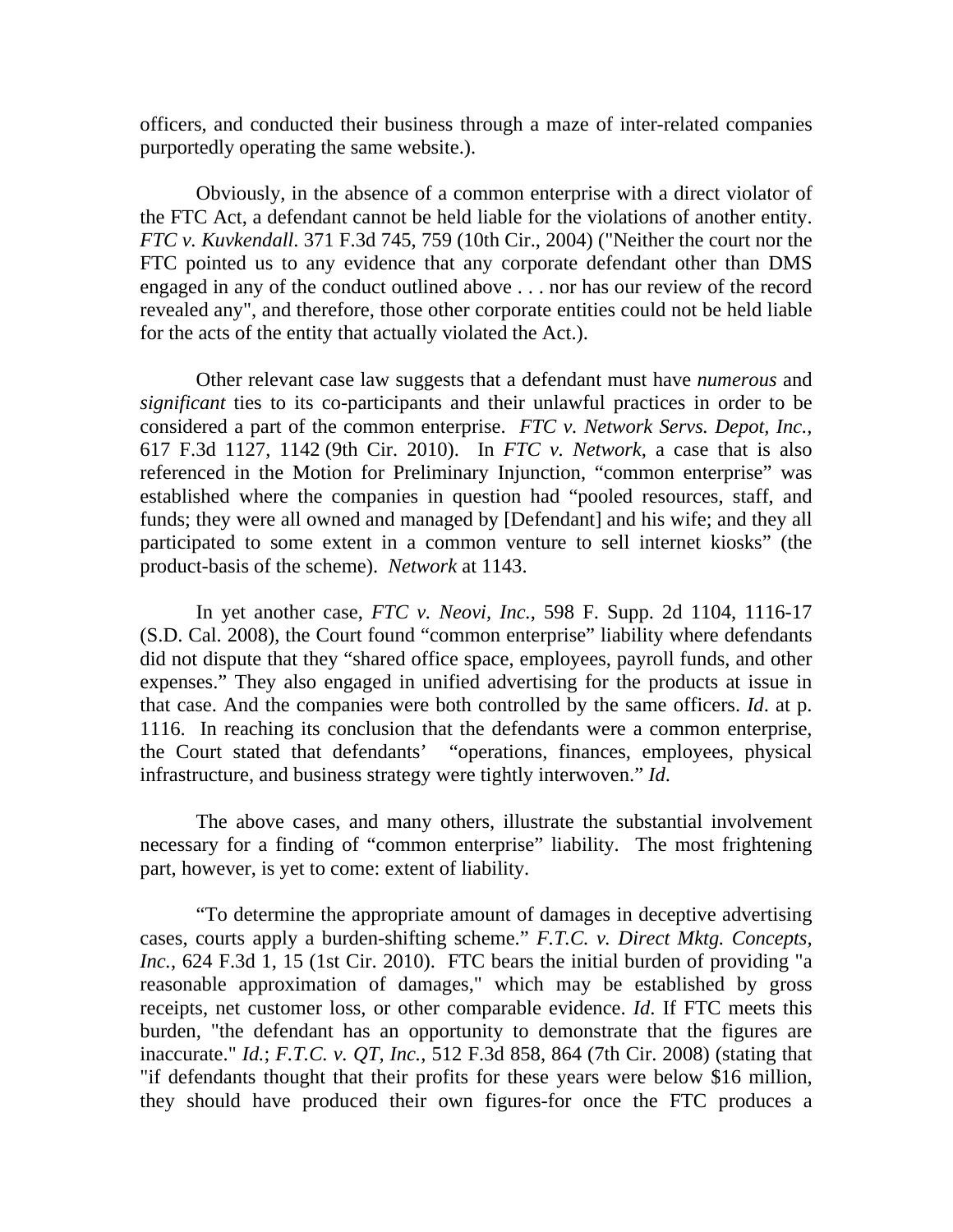officers, and conducted their business through a maze of inter-related companies purportedly operating the same website.).

Obviously, in the absence of a common enterprise with a direct violator of the FTC Act, a defendant cannot be held liable for the violations of another entity. *FTC v. Kuvkendall*. 371 F.3d 745, 759 (10th Cir., 2004) ("Neither the court nor the FTC pointed us to any evidence that any corporate defendant other than DMS engaged in any of the conduct outlined above . . . nor has our review of the record revealed any", and therefore, those other corporate entities could not be held liable for the acts of the entity that actually violated the Act.).

Other relevant case law suggests that a defendant must have *numerous* and *significant* ties to its co-participants and their unlawful practices in order to be considered a part of the common enterprise. *FTC v. Network Servs. Depot, Inc.*, 617 F.3d 1127, 1142 (9th Cir. 2010). In *FTC v. Network*, a case that is also referenced in the Motion for Preliminary Injunction, "common enterprise" was established where the companies in question had "pooled resources, staff, and funds; they were all owned and managed by [Defendant] and his wife; and they all participated to some extent in a common venture to sell internet kiosks" (the product-basis of the scheme). *Network* at 1143.

In yet another case, *FTC v. Neovi, Inc.*, 598 F. Supp. 2d 1104, 1116-17 (S.D. Cal. 2008), the Court found "common enterprise" liability where defendants did not dispute that they "shared office space, employees, payroll funds, and other expenses." They also engaged in unified advertising for the products at issue in that case. And the companies were both controlled by the same officers. *Id*. at p. 1116. In reaching its conclusion that the defendants were a common enterprise, the Court stated that defendants' "operations, finances, employees, physical infrastructure, and business strategy were tightly interwoven." *Id*.

The above cases, and many others, illustrate the substantial involvement necessary for a finding of "common enterprise" liability. The most frightening part, however, is yet to come: extent of liability.

"To determine the appropriate amount of damages in deceptive advertising cases, courts apply a burden-shifting scheme." *F.T.C. v. Direct Mktg. Concepts, Inc.*, 624 F.3d 1, 15 (1st Cir. 2010). FTC bears the initial burden of providing "a reasonable approximation of damages," which may be established by gross receipts, net customer loss, or other comparable evidence. *Id*. If FTC meets this burden, "the defendant has an opportunity to demonstrate that the figures are inaccurate." *Id.*; *F.T.C. v. QT, Inc.*, 512 F.3d 858, 864 (7th Cir. 2008) (stating that "if defendants thought that their profits for these years were below $16 million, they should have produced their own figures-for once the FTC produces a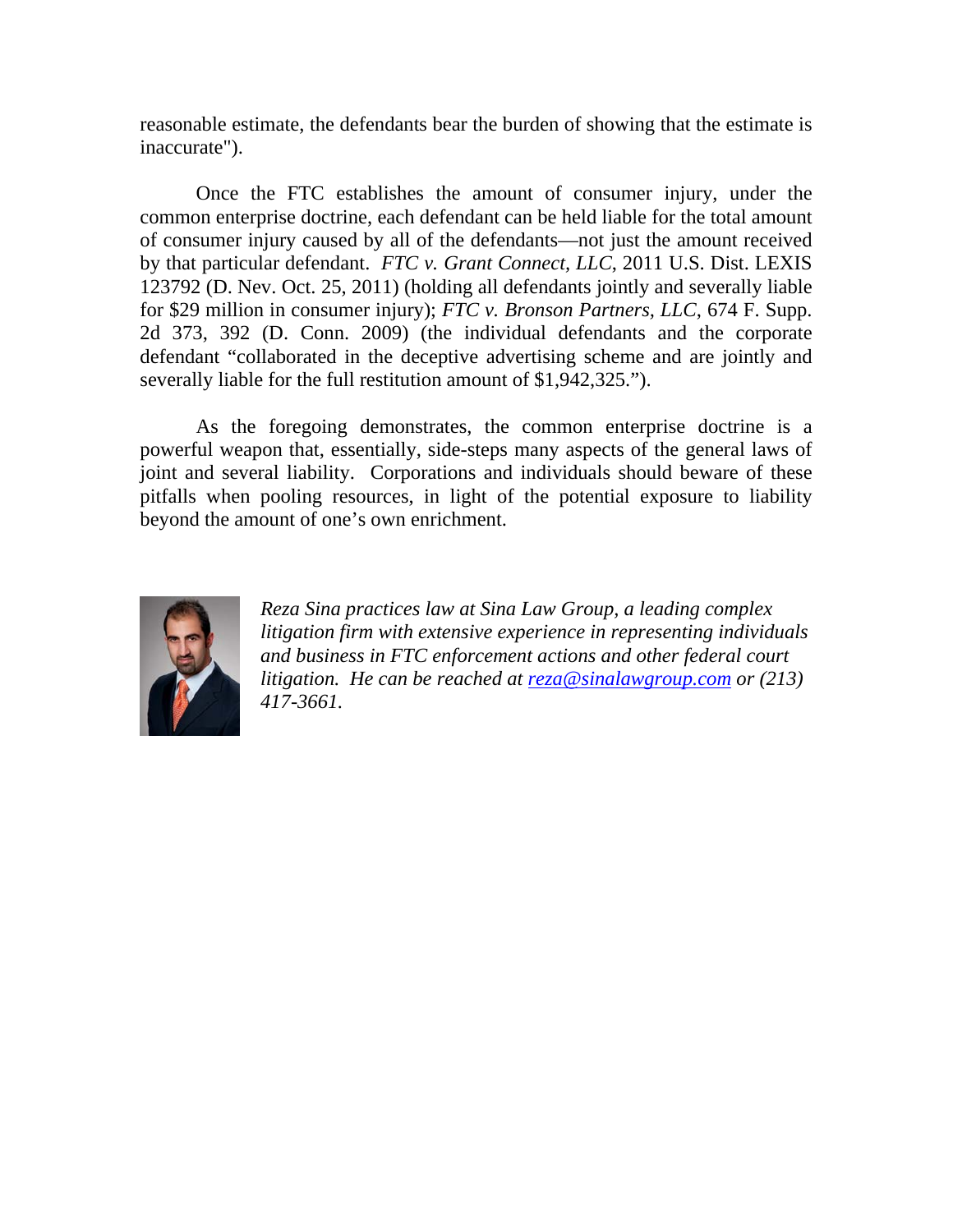reasonable estimate, the defendants bear the burden of showing that the estimate is inaccurate").

Once the FTC establishes the amount of consumer injury, under the common enterprise doctrine, each defendant can be held liable for the total amount of consumer injury caused by all of the defendants—not just the amount received by that particular defendant. *FTC v. Grant Connect, LLC*, 2011 U.S. Dist. LEXIS 123792 (D. Nev. Oct. 25, 2011) (holding all defendants jointly and severally liable for $29 million in consumer injury); *FTC v. Bronson Partners, LLC*, 674 F. Supp. 2d 373, 392 (D. Conn. 2009) (the individual defendants and the corporate defendant "collaborated in the deceptive advertising scheme and are jointly and severally liable for the full restitution amount of $1,942,325.").

As the foregoing demonstrates, the common enterprise doctrine is a powerful weapon that, essentially, side-steps many aspects of the general laws of joint and several liability. Corporations and individuals should beware of these pitfalls when pooling resources, in light of the potential exposure to liability beyond the amount of one's own enrichment.

*Reza Sina practices law at Sina Law Group, a leading complex litigation firm with extensive experience in representing individuals and business in FTC enforcement actions and other federal court litigation. He can be reached at [reza@sinalawgroup.com](mailto:reza@sinalawgroup.com) or (213) 417-3661.*